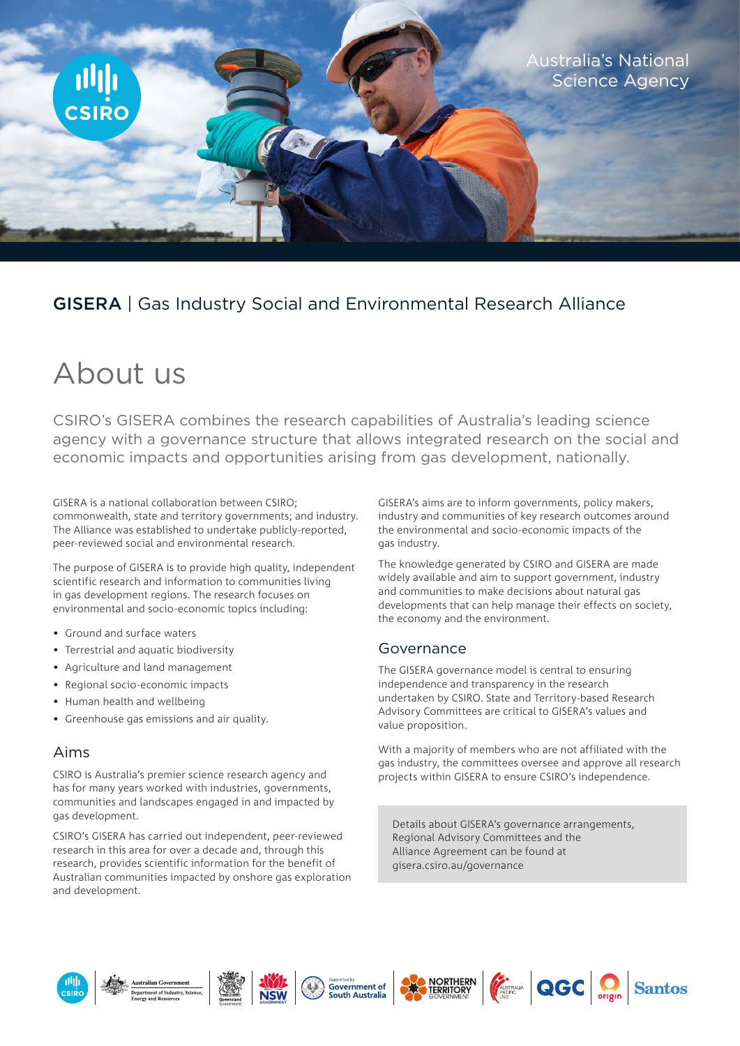Australia's National Science Agency

GISERA | Gas Industry Social and Environmental Research Alliance

# About us

CSIRO's GISERA combines the research capabilities of Australia's leading science agency with a governance structure that allows integrated research on the social and economic impacts and opportunities arising from gas development, nationally.

GISERA is a national collaboration between CSIRO; commonwealth, state and territory governments; and industry. The Alliance was established to undertake publicly-reported, peer-reviewed social and environmental research.

The purpose of GISERA is to provide high quality, independent scientific research and information to communities living in gas development regions. The research focuses on environmental and socio-economic topics including:

- Ground and surface waters
- Terrestrial and aquatic biodiversity
- Agriculture and land management
- Regional socio-economic impacts
- Human health and wellbeing
- Greenhouse gas emissions and air quality.

## Aims

CSIRO is Australia's premier science research agency and has for many years worked with industries, governments, communities and landscapes engaged in and impacted by gas development.

CSIRO's GISERA has carried out independent, peer-reviewed research in this area for over a decade and, through this research, provides scientific information for the benefit of Australian communities impacted by onshore gas exploration and development.

GISERA's aims are to inform governments, policy makers, industry and communities of key research outcomes around the environmental and socio-economic impacts of the gas industry.

The knowledge generated by CSIRO and GISERA are made widely available and aim to support government, industry and communities to make decisions about natural gas developments that can help manage their effects on society, the economy and the environment.

## Governance

The GISERA governance model is central to ensuring independence and transparency in the research undertaken by CSIRO. State and Territory-based Research Advisory Committees are critical to GISERA's values and value proposition.

With a majority of members who are not affiliated with the gas industry, the committees oversee and approve all research projects within GISERA to ensure CSIRO's independence.

Details about GISERA's governance arrangements, Regional Advisory Committees and the Alliance Agreement can be found at gisera.csiro.au/governance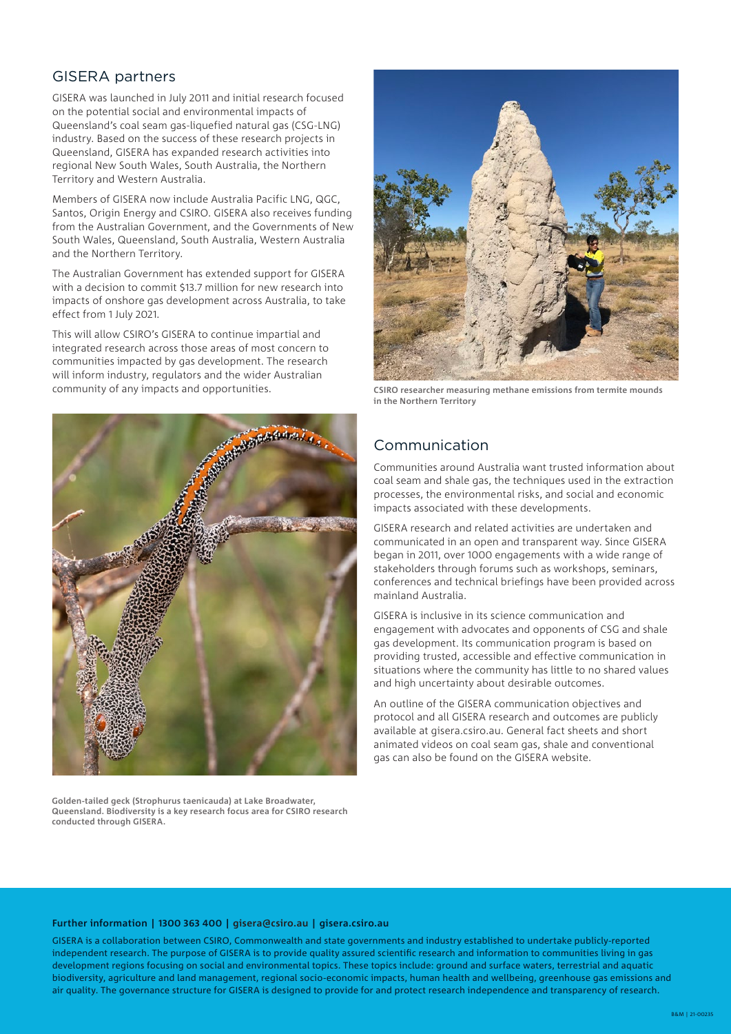## GISERA partners

GISERA was launched in July 2011 and initial research focused on the potential social and environmental impacts of Queensland's coal seam gas-liquefied natural gas (CSG-LNG) industry. Based on the success of these research projects in Queensland, GISERA has expanded research activities into regional New South Wales, South Australia, the Northern Territory and Western Australia.

Members of GISERA now include Australia Pacific LNG, QGC, Santos, Origin Energy and CSIRO. GISERA also receives funding from the Australian Government, and the Governments of New South Wales, Queensland, South Australia, Western Australia and the Northern Territory.

The Australian Government has extended support for GISERA with a decision to commit $13.7 million for new research into impacts of onshore gas development across Australia, to take effect from 1 July 2021.

This will allow CSIRO's GISERA to continue impartial and integrated research across those areas of most concern to communities impacted by gas development. The research will inform industry, regulators and the wider Australian community of any impacts and opportunities.

**Golden-tailed geck (Strophurus taenicauda) at Lake Broadwater, Queensland. Biodiversity is a key research focus area for CSIRO research conducted through GISERA.**

**CSIRO researcher measuring methane emissions from termite mounds in the Northern Territory**

## Communication

Communities around Australia want trusted information about coal seam and shale gas, the techniques used in the extraction processes, the environmental risks, and social and economic impacts associated with these developments.

GISERA research and related activities are undertaken and communicated in an open and transparent way. Since GISERA began in 2011, over 1000 engagements with a wide range of stakeholders through forums such as workshops, seminars, conferences and technical briefings have been provided across mainland Australia.

GISERA is inclusive in its science communication and engagement with advocates and opponents of CSG and shale gas development. Its communication program is based on providing trusted, accessible and effective communication in situations where the community has little to no shared values and high uncertainty about desirable outcomes.

An outline of the GISERA communication objectives and protocol and all GISERA research and outcomes are publicly available at gisera.csiro.au. General fact sheets and short animated videos on coal seam gas, shale and conventional gas can also be found on the GISERA website.

**Further information | 1300 363 400 | gisera@csiro.au | gisera.csiro.au**

GISERA is a collaboration between CSIRO, Commonwealth and state governments and industry established to undertake publicly-reported independent research. The purpose of GISERA is to provide quality assured scientific research and information to communities living in gas development regions focusing on social and environmental topics. These topics include: ground and surface waters, terrestrial and aquatic biodiversity, agriculture and land management, regional socio-economic impacts, human health and wellbeing, greenhouse gas emissions and air quality. The governance structure for GISERA is designed to provide for and protect research independence and transparency of research.

B&M | 21-00235